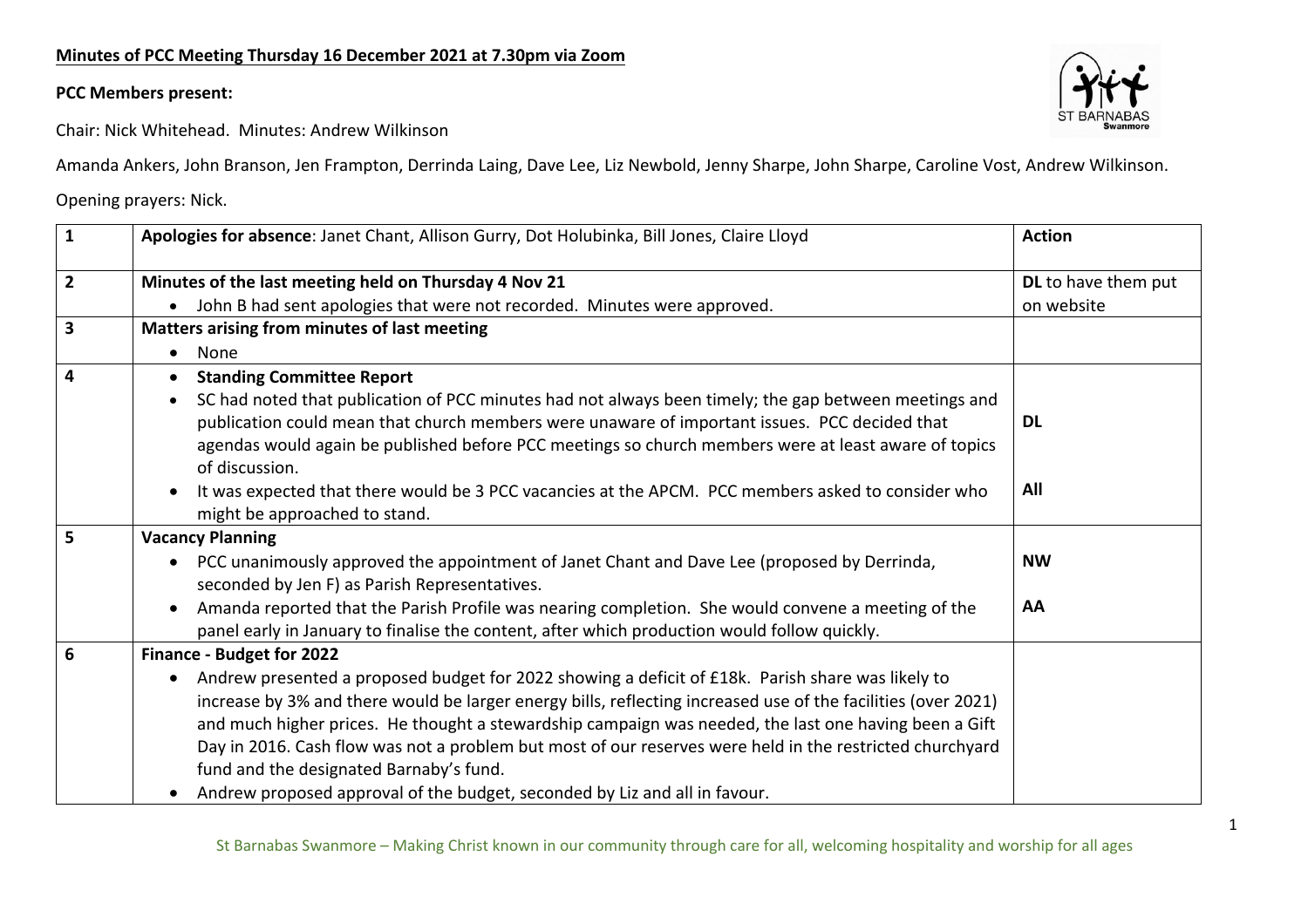**Minutes of PCC Meeting Thursday 16 December 2021 at 7.30pm via Zoom**

**PCC Members present:**

Chair: Nick Whitehead. Minutes: Andrew Wilkinson

Amanda Ankers, John Branson, Jen Frampton, Derrinda Laing, Dave Lee, Liz Newbold, Jenny Sharpe, John Sharpe, Caroline Vost, Andrew Wilkinson.

Opening prayers: Nick.

| | | |
|---|---|---|
| **1** | **Apologies for absence**: Janet Chant, Allison Gurry, Dot Holubinka, Bill Jones, Claire Lloyd | **Action** |
| **2** | **Minutes of the last meeting held on Thursday 4 Nov 21**<br>• John B had sent apologies that were not recorded. Minutes were approved. | **DL** to have them put on website |
| **3** | **Matters arising from minutes of last meeting**<br>• None | |
| **4** | • **Standing Committee Report**<br>• SC had noted that publication of PCC minutes had not always been timely; the gap between meetings and publication could mean that church members were unaware of important issues. PCC decided that agendas would again be published before PCC meetings so church members were at least aware of topics of discussion.<br>• It was expected that there would be 3 PCC vacancies at the APCM. PCC members asked to consider who might be approached to stand. | **DL**<br><br>**All** |
| **5** | **Vacancy Planning**<br>• PCC unanimously approved the appointment of Janet Chant and Dave Lee (proposed by Derrinda, seconded by Jen F) as Parish Representatives.<br>• Amanda reported that the Parish Profile was nearing completion. She would convene a meeting of the panel early in January to finalise the content, after which production would follow quickly. | **NW**<br><br>**AA** |
| **6** | **Finance - Budget for 2022**<br>• Andrew presented a proposed budget for 2022 showing a deficit of £18k. Parish share was likely to increase by 3% and there would be larger energy bills, reflecting increased use of the facilities (over 2021) and much higher prices. He thought a stewardship campaign was needed, the last one having been a Gift Day in 2016. Cash flow was not a problem but most of our reserves were held in the restricted churchyard fund and the designated Barnaby's fund.<br>• Andrew proposed approval of the budget, seconded by Liz and all in favour. | |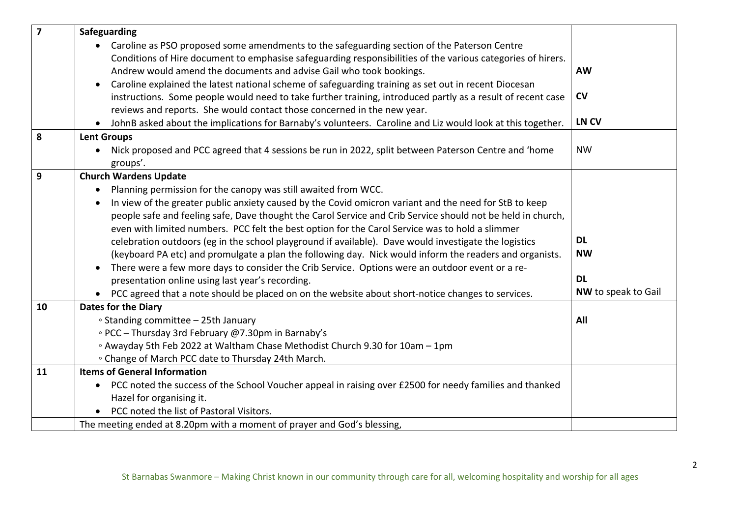| | | |
|---|---|---|
| **7** | **Safeguarding**<br>• Caroline as PSO proposed some amendments to the safeguarding section of the Paterson Centre Conditions of Hire document to emphasise safeguarding responsibilities of the various categories of hirers. Andrew would amend the documents and advise Gail who took bookings.<br>• Caroline explained the latest national scheme of safeguarding training as set out in recent Diocesan instructions. Some people would need to take further training, introduced partly as a result of recent case reviews and reports. She would contact those concerned in the new year.<br>• JohnB asked about the implications for Barnaby's volunteers. Caroline and Liz would look at this together. | **AW**<br>**CV**<br>**LN CV** |
| **8** | **Lent Groups**<br>• Nick proposed and PCC agreed that 4 sessions be run in 2022, split between Paterson Centre and 'home groups'. | NW |
| **9** | **Church Wardens Update**<br>• Planning permission for the canopy was still awaited from WCC.<br>• In view of the greater public anxiety caused by the Covid omicron variant and the need for StB to keep people safe and feeling safe, Dave thought the Carol Service and Crib Service should not be held in church, even with limited numbers. PCC felt the best option for the Carol Service was to hold a slimmer celebration outdoors (eg in the school playground if available). Dave would investigate the logistics (keyboard PA etc) and promulgate a plan the following day. Nick would inform the readers and organists.<br>• There were a few more days to consider the Crib Service. Options were an outdoor event or a re-presentation online using last year's recording.<br>• PCC agreed that a note should be placed on on the website about short-notice changes to services. | **DL**<br>**NW**<br>**DL**<br>**NW** to speak to Gail |
| **10** | **Dates for the Diary**<br>◦ Standing committee – 25th January<br>◦ PCC – Thursday 3rd February @7.30pm in Barnaby's<br>◦ Awayday 5th Feb 2022 at Waltham Chase Methodist Church 9.30 for 10am – 1pm<br>◦ Change of March PCC date to Thursday 24th March. | **All** |
| **11** | **Items of General Information**<br>• PCC noted the success of the School Voucher appeal in raising over £2500 for needy families and thanked Hazel for organising it.<br>• PCC noted the list of Pastoral Visitors. | |
| | The meeting ended at 8.20pm with a moment of prayer and God's blessing, | |

St Barnabas Swanmore – Making Christ known in our community through care for all, welcoming hospitality and worship for all ages